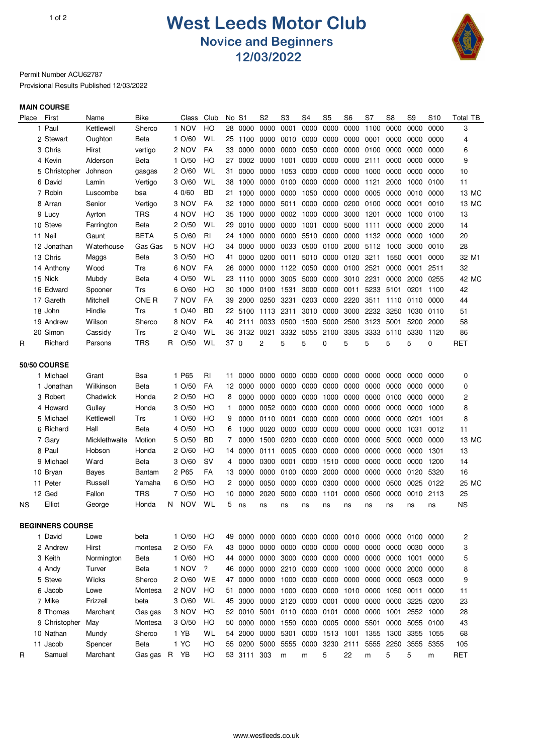# West Leeds Motor Club

## Novice and Beginners

## 12/03/2022

Permit Number ACU62787

Provisional Results Published 12/03/2022

### MAIN COURSE

| Place | First | Name | Bike | Class | Club | No | S1 | S2 | S3 | S4 | S5 | S6 | S7 | S8 | S9 | S10 | Total | TB |
|---|---|---|---|---|---|---|---|---|---|---|---|---|---|---|---|---|---|---|
| 1 | Paul | Kettlewell | Sherco | 1 NOV | HO | 28 | 0000 | 0000 | 0001 | 0000 | 0000 | 0000 | 1100 | 0000 | 0000 | 0000 | 3 | |
| 2 | Stewart | Oughton | Beta | 1 O/60 | WL | 25 | 1100 | 0000 | 0010 | 0000 | 0000 | 0000 | 0001 | 0000 | 0000 | 0000 | 4 | |
| 3 | Chris | Hirst | vertigo | 2 NOV | FA | 33 | 0000 | 0000 | 0000 | 0050 | 0000 | 0000 | 0100 | 0000 | 0000 | 0000 | 6 | |
| 4 | Kevin | Alderson | Beta | 1 O/50 | HO | 27 | 0002 | 0000 | 1001 | 0000 | 0000 | 0000 | 2111 | 0000 | 0000 | 0000 | 9 | |
| 5 | Christopher | Johnson | gasgas | 2 O/60 | WL | 31 | 0000 | 0000 | 1053 | 0000 | 0000 | 0000 | 1000 | 0000 | 0000 | 0000 | 10 | |
| 6 | David | Lamin | Vertigo | 3 O/60 | WL | 38 | 1000 | 0000 | 0100 | 0000 | 0000 | 0000 | 1121 | 2000 | 1000 | 0100 | 11 | |
| 7 | Robin | Luscombe | bsa | 4 0/60 | BD | 21 | 1000 | 0000 | 0000 | 1050 | 0000 | 0000 | 0005 | 0000 | 0010 | 0000 | 13 | MC |
| 8 | Arran | Senior | Vertigo | 3 NOV | FA | 32 | 1000 | 0000 | 5011 | 0000 | 0000 | 0200 | 0100 | 0000 | 0001 | 0010 | 13 | MC |
| 9 | Lucy | Ayrton | TRS | 4 NOV | HO | 35 | 1000 | 0000 | 0002 | 1000 | 0000 | 3000 | 1201 | 0000 | 1000 | 0100 | 13 | |
| 10 | Steve | Farrington | Beta | 2 O/50 | WL | 29 | 0010 | 0000 | 0000 | 1001 | 0000 | 5000 | 1111 | 0000 | 0000 | 2000 | 14 | |
| 11 | Neil | Gaunt | BETA | 5 O/60 | RI | 24 | 1000 | 0000 | 0000 | 5510 | 0000 | 0000 | 1132 | 0000 | 0000 | 1000 | 20 | |
| 12 | Jonathan | Waterhouse | Gas Gas | 5 NOV | HO | 34 | 0000 | 0000 | 0033 | 0500 | 0100 | 2000 | 5112 | 1000 | 3000 | 0010 | 28 | |
| 13 | Chris | Maggs | Beta | 3 O/50 | HO | 41 | 0000 | 0200 | 0011 | 5010 | 0000 | 0120 | 3211 | 1550 | 0001 | 0000 | 32 | M1 |
| 14 | Anthony | Wood | Trs | 6 NOV | FA | 26 | 0000 | 0000 | 1122 | 0050 | 0000 | 0100 | 2521 | 0000 | 0001 | 2511 | 32 | |
| 15 | Nick | Mubdy | Beta | 4 O/50 | WL | 23 | 1110 | 0000 | 3005 | 5000 | 0000 | 3010 | 2231 | 0000 | 2000 | 0255 | 42 | MC |
| 16 | Edward | Spooner | Trs | 6 O/60 | HO | 30 | 1000 | 0100 | 1531 | 3000 | 0000 | 0011 | 5233 | 5101 | 0201 | 1100 | 42 | |
| 17 | Gareth | Mitchell | ONE R | 7 NOV | FA | 39 | 2000 | 0250 | 3231 | 0203 | 0000 | 2220 | 3511 | 1110 | 0110 | 0000 | 44 | |
| 18 | John | Hindle | Trs | 1 O/40 | BD | 22 | 5100 | 1113 | 2311 | 3010 | 0000 | 3000 | 2232 | 3250 | 1030 | 0110 | 51 | |
| 19 | Andrew | Wilson | Sherco | 8 NOV | FA | 40 | 2111 | 0033 | 0500 | 1500 | 5000 | 2500 | 3123 | 5001 | 5200 | 2000 | 58 | |
| 20 | Simon | Cassidy | Trs | 2 O/40 | WL | 36 | 3132 | 0021 | 3332 | 5055 | 2100 | 3305 | 3333 | 5110 | 5330 | 1120 | 86 | |
| R | Richard | Parsons | TRS | R O/50 | WL | 37 | 0 | 2 | 5 | 5 | 0 | 5 | 5 | 5 | 5 | 0 | RET | |

### 50/50 COURSE

| Place | First | Name | Bike | Class | Club | No | S1 | S2 | S3 | S4 | S5 | S6 | S7 | S8 | S9 | S10 | Total | TB |
|---|---|---|---|---|---|---|---|---|---|---|---|---|---|---|---|---|---|---|
| 1 | Michael | Grant | Bsa | 1 P65 | RI | 11 | 0000 | 0000 | 0000 | 0000 | 0000 | 0000 | 0000 | 0000 | 0000 | 0000 | 0 | |
| 1 | Jonathan | Wilkinson | Beta | 1 O/50 | FA | 12 | 0000 | 0000 | 0000 | 0000 | 0000 | 0000 | 0000 | 0000 | 0000 | 0000 | 0 | |
| 3 | Robert | Chadwick | Honda | 2 O/50 | HO | 8 | 0000 | 0000 | 0000 | 0000 | 1000 | 0000 | 0000 | 0100 | 0000 | 0000 | 2 | |
| 4 | Howard | Gulley | Honda | 3 O/50 | HO | 1 | 0000 | 0052 | 0000 | 0000 | 0000 | 0000 | 0000 | 0000 | 0000 | 1000 | 8 | |
| 5 | Michael | Kettlewell | Trs | 1 O/60 | HO | 9 | 0000 | 0110 | 0001 | 0000 | 0000 | 0000 | 0000 | 0000 | 0201 | 1001 | 8 | |
| 6 | Richard | Hall | Beta | 4 O/50 | HO | 6 | 1000 | 0020 | 0000 | 0000 | 0000 | 0000 | 0000 | 0000 | 1031 | 0012 | 11 | |
| 7 | Gary | Micklethwaite | Motion | 5 O/50 | BD | 7 | 0000 | 1500 | 0200 | 0000 | 0000 | 0000 | 0000 | 5000 | 0000 | 0000 | 13 | MC |
| 8 | Paul | Hobson | Honda | 2 O/60 | HO | 14 | 0000 | 0111 | 0005 | 0000 | 0000 | 0000 | 0000 | 0000 | 0000 | 1301 | 13 | |
| 9 | Michael | Ward | Beta | 3 O/60 | SV | 4 | 0000 | 0300 | 0001 | 0000 | 1510 | 0000 | 0000 | 0000 | 0000 | 1200 | 14 | |
| 10 | Bryan | Bayes | Bantam | 2 P65 | FA | 13 | 0000 | 0000 | 0100 | 0000 | 2000 | 0000 | 0000 | 0000 | 0120 | 5320 | 16 | |
| 11 | Peter | Russell | Yamaha | 6 O/50 | HO | 2 | 0000 | 0050 | 0000 | 0000 | 0300 | 0000 | 0000 | 0500 | 0025 | 0122 | 25 | MC |
| 12 | Ged | Fallon | TRS | 7 O/50 | HO | 10 | 0000 | 2020 | 5000 | 0000 | 1101 | 0000 | 0500 | 0000 | 0010 | 2113 | 25 | |
| NS | Elliot | George | Honda | N NOV | WL | 5 | ns | ns | ns | ns | ns | ns | ns | ns | ns | ns | NS | |

### BEGINNERS COURSE

| Place | First | Name | Bike | Class | Club | No | S1 | S2 | S3 | S4 | S5 | S6 | S7 | S8 | S9 | S10 | Total | TB |
|---|---|---|---|---|---|---|---|---|---|---|---|---|---|---|---|---|---|---|
| 1 | David | Lowe | beta | 1 O/50 | HO | 49 | 0000 | 0000 | 0000 | 0000 | 0000 | 0010 | 0000 | 0000 | 0100 | 0000 | 2 | |
| 2 | Andrew | Hirst | montesa | 2 O/50 | FA | 43 | 0000 | 0000 | 0000 | 0000 | 0000 | 0000 | 0000 | 0000 | 0030 | 0000 | 3 | |
| 3 | Keith | Normington | Beta | 1 O/60 | HO | 44 | 0000 | 0000 | 3000 | 0000 | 0000 | 0000 | 0000 | 0000 | 1001 | 0000 | 5 | |
| 4 | Andy | Turver | Beta | 1 NOV | ? | 46 | 0000 | 0000 | 2210 | 0000 | 0000 | 1000 | 0000 | 0000 | 2000 | 0000 | 8 | |
| 5 | Steve | Wicks | Sherco | 2 O/60 | WE | 47 | 0000 | 0000 | 1000 | 0000 | 0000 | 0000 | 0000 | 0000 | 0503 | 0000 | 9 | |
| 6 | Jacob | Lowe | Montesa | 2 NOV | HO | 51 | 0000 | 0000 | 1000 | 0000 | 0000 | 1010 | 0000 | 1050 | 0011 | 0000 | 11 | |
| 7 | Mike | Frizzell | beta | 3 O/60 | WL | 45 | 3000 | 0000 | 2120 | 0000 | 0001 | 0000 | 0000 | 0000 | 3225 | 0200 | 23 | |
| 8 | Thomas | Marchant | Gas gas | 3 NOV | HO | 52 | 0010 | 5001 | 0110 | 0000 | 0101 | 0000 | 0000 | 1001 | 2552 | 1000 | 28 | |
| 9 | Christopher | May | Montesa | 3 O/50 | HO | 50 | 0000 | 0000 | 1550 | 0000 | 0005 | 0000 | 5501 | 0000 | 5055 | 0100 | 43 | |
| 10 | Nathan | Mundy | Sherco | 1 YB | WL | 54 | 2000 | 0000 | 5301 | 0000 | 1513 | 1001 | 1355 | 1300 | 3355 | 1055 | 68 | |
| 11 | Jacob | Spencer | Beta | 1 YC | HO | 55 | 0200 | 5000 | 5555 | 0000 | 3230 | 2111 | 5555 | 2250 | 3555 | 5355 | 105 | |
| R | Samuel | Marchant | Gas gas | R YB | HO | 53 | 3111 | 303 | m | m | 5 | 22 | m | 5 | 5 | m | RET | |

www.westleeds.co.uk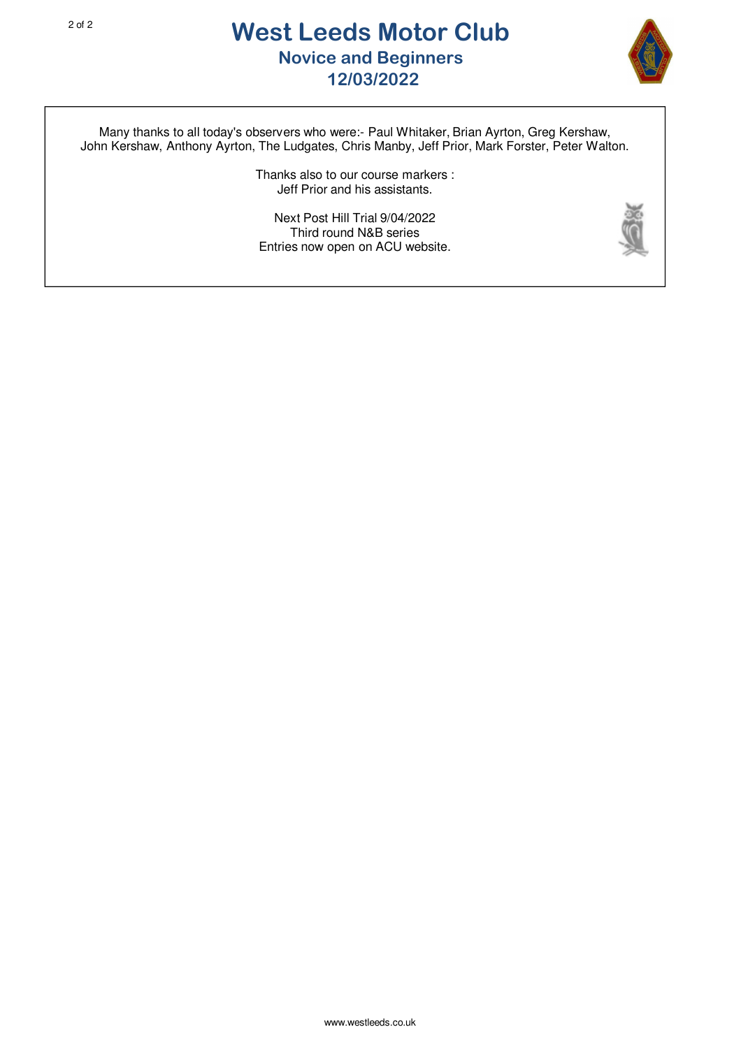# West Leeds Motor Club

## Novice and Beginners

## 12/03/2022

Many thanks to all today's observers who were:- Paul Whitaker, Brian Ayrton, Greg Kershaw, John Kershaw, Anthony Ayrton, The Ludgates, Chris Manby, Jeff Prior, Mark Forster, Peter Walton.

Thanks also to our course markers :
Jeff Prior and his assistants.

Next Post Hill Trial 9/04/2022
Third round N&B series
Entries now open on ACU website.

www.westleeds.co.uk